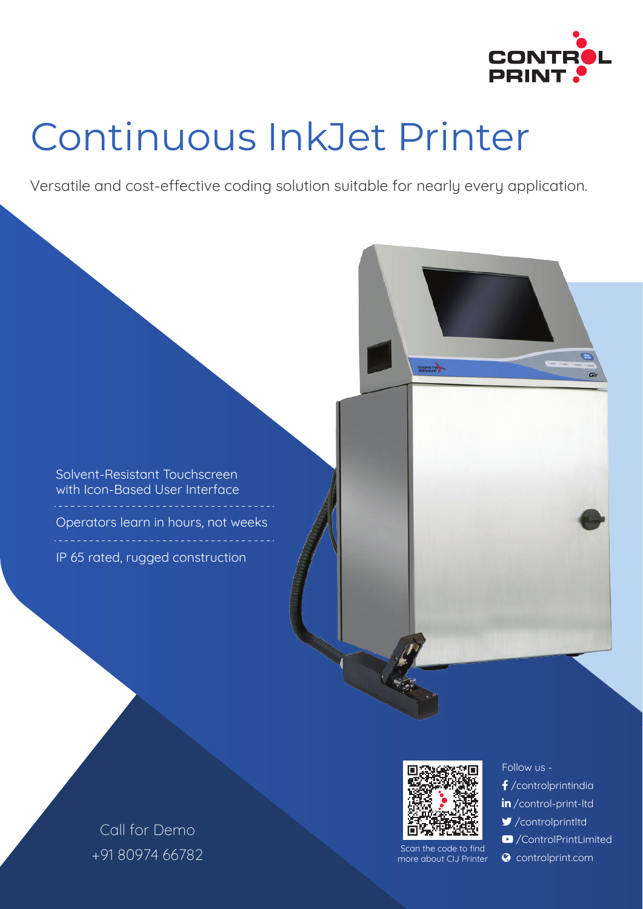CONTROL PRINT

# Continuous InkJet Printer

Versatile and cost-effective coding solution suitable for nearly every application.

- Solvent-Resistant Touchscreen with Icon-Based User Interface
- Operators learn in hours, not weeks
- IP 65 rated, rugged construction

Call for Demo
+91 80974 66782

Scan the code to find more about CIJ Printer

Follow us -
- /controlprintindia
- /control-print-ltd
- /controlprintltd
- /ControlPrintLimited
- controlprint.com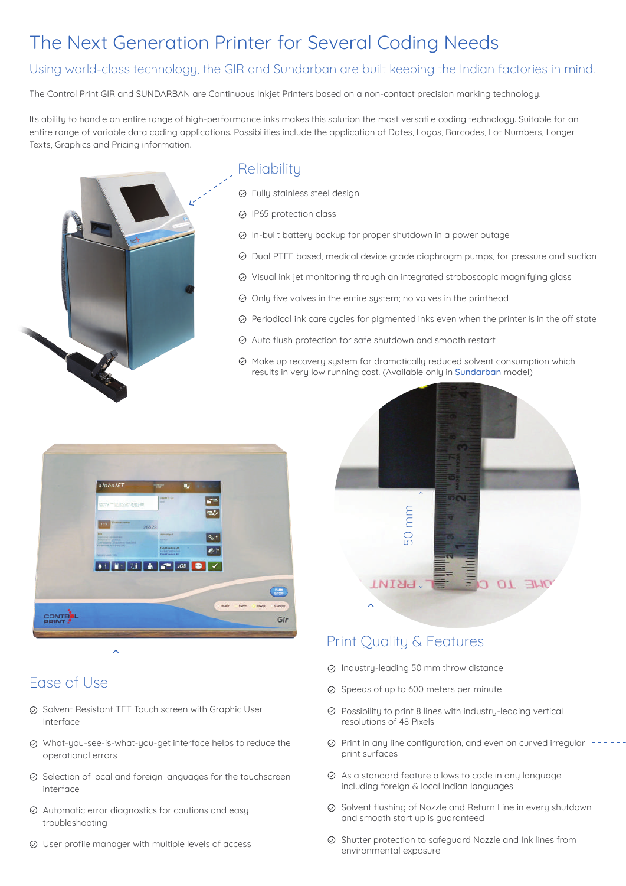# The Next Generation Printer for Several Coding Needs

## Using world-class technology, the GIR and Sundarban are built keeping the Indian factories in mind.

The Control Print GIR and SUNDARBAN are Continuous Inkjet Printers based on a non-contact precision marking technology.

Its ability to handle an entire range of high-performance inks makes this solution the most versatile coding technology. Suitable for an entire range of variable data coding applications. Possibilities include the application of Dates, Logos, Barcodes, Lot Numbers, Longer Texts, Graphics and Pricing information.

## Reliability

- Fully stainless steel design
- IP65 protection class
- In-built battery backup for proper shutdown in a power outage
- Dual PTFE based, medical device grade diaphragm pumps, for pressure and suction
- Visual ink jet monitoring through an integrated stroboscopic magnifying glass
- Only five valves in the entire system; no valves in the printhead
- Periodical ink care cycles for pigmented inks even when the printer is in the off state
- Auto flush protection for safe shutdown and smooth restart
- Make up recovery system for dramatically reduced solvent consumption which results in very low running cost. (Available only in Sundarban model)

50 mm

## Ease of Use

- Solvent Resistant TFT Touch screen with Graphic User Interface
- What-you-see-is-what-you-get interface helps to reduce the operational errors
- Selection of local and foreign languages for the touchscreen interface
- Automatic error diagnostics for cautions and easy troubleshooting
- User profile manager with multiple levels of access

## Print Quality & Features

- Industry-leading 50 mm throw distance
- Speeds of up to 600 meters per minute
- Possibility to print 8 lines with industry-leading vertical resolutions of 48 Pixels
- Print in any line configuration, and even on curved irregular print surfaces
- As a standard feature allows to code in any language including foreign & local Indian languages
- Solvent flushing of Nozzle and Return Line in every shutdown and smooth start up is guaranteed
- Shutter protection to safeguard Nozzle and Ink lines from environmental exposure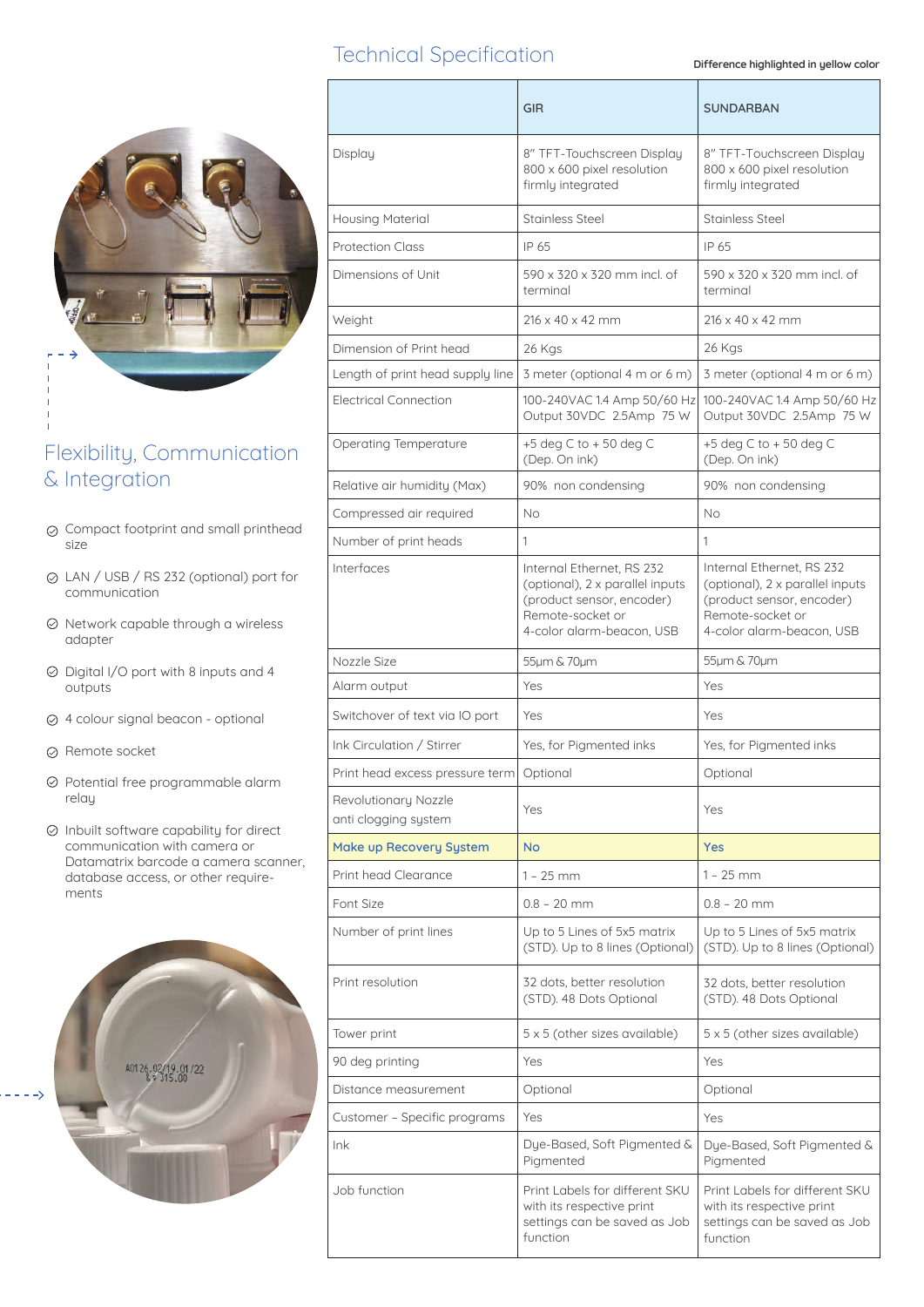## Flexibility, Communication & Integration

- Compact footprint and small printhead size
- LAN / USB / RS 232 (optional) port for communication
- Network capable through a wireless adapter
- Digital I/O port with 8 inputs and 4 outputs
- 4 colour signal beacon - optional
- Remote socket
- Potential free programmable alarm relay
- Inbuilt software capability for direct communication with camera or Datamatrix barcode a camera scanner, database access, or other require-ments

# Technical Specification

Difference highlighted in yellow color

| | GIR | SUNDARBAN |
|---|---|---|
| Display | 8" TFT-Touchscreen Display 800 x 600 pixel resolution firmly integrated | 8" TFT-Touchscreen Display 800 x 600 pixel resolution firmly integrated |
| Housing Material | Stainless Steel | Stainless Steel |
| Protection Class | IP 65 | IP 65 |
| Dimensions of Unit | 590 x 320 x 320 mm incl. of terminal | 590 x 320 x 320 mm incl. of terminal |
| Weight | 216 x 40 x 42 mm | 216 x 40 x 42 mm |
| Dimension of Print head | 26 Kgs | 26 Kgs |
| Length of print head supply line | 3 meter (optional 4 m or 6 m) | 3 meter (optional 4 m or 6 m) |
| Electrical Connection | 100-240VAC 1.4 Amp 50/60 Hz Output 30VDC 2.5Amp 75 W | 100-240VAC 1.4 Amp 50/60 Hz Output 30VDC 2.5Amp 75 W |
| Operating Temperature | +5 deg C to + 50 deg C (Dep. On ink) | +5 deg C to + 50 deg C (Dep. On ink) |
| Relative air humidity (Max) | 90% non condensing | 90% non condensing |
| Compressed air required | No | No |
| Number of print heads | 1 | 1 |
| Interfaces | Internal Ethernet, RS 232 (optional), 2 x parallel inputs (product sensor, encoder) Remote-socket or 4-color alarm-beacon, USB | Internal Ethernet, RS 232 (optional), 2 x parallel inputs (product sensor, encoder) Remote-socket or 4-color alarm-beacon, USB |
| Nozzle Size | 55µm & 70µm | 55µm & 70µm |
| Alarm output | Yes | Yes |
| Switchover of text via IO port | Yes | Yes |
| Ink Circulation / Stirrer | Yes, for Pigmented inks | Yes, for Pigmented inks |
| Print head excess pressure term | Optional | Optional |
| Revolutionary Nozzle anti clogging system | Yes | Yes |
| Make up Recovery System | No | Yes |
| Print head Clearance | 1 - 25 mm | 1 - 25 mm |
| Font Size | 0.8 - 20 mm | 0.8 - 20 mm |
| Number of print lines | Up to 5 Lines of 5x5 matrix (STD). Up to 8 lines (Optional) | Up to 5 Lines of 5x5 matrix (STD). Up to 8 lines (Optional) |
| Print resolution | 32 dots, better resolution (STD). 48 Dots Optional | 32 dots, better resolution (STD). 48 Dots Optional |
| Tower print | 5 x 5 (other sizes available) | 5 x 5 (other sizes available) |
| 90 deg printing | Yes | Yes |
| Distance measurement | Optional | Optional |
| Customer - Specific programs | Yes | Yes |
| Ink | Dye-Based, Soft Pigmented & Pigmented | Dye-Based, Soft Pigmented & Pigmented |
| Job function | Print Labels for different SKU with its respective print settings can be saved as Job function | Print Labels for different SKU with its respective print settings can be saved as Job function |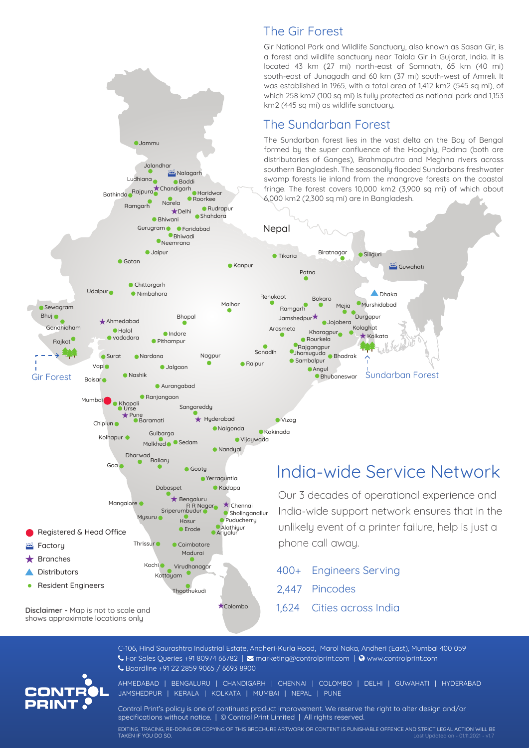## The Gir Forest

Gir National Park and Wildlife Sanctuary, also known as Sasan Gir, is a forest and wildlife sanctuary near Talala Gir in Gujarat, India. It is located 43 km (27 mi) north-east of Somnath, 65 km (40 mi) south-east of Junagadh and 60 km (37 mi) south-west of Amreli. It was established in 1965, with a total area of 1,412 km2 (545 sq mi), of which 258 km2 (100 sq mi) is fully protected as national park and 1,153 km2 (445 sq mi) as wildlife sanctuary.

## The Sundarban Forest

The Sundarban forest lies in the vast delta on the Bay of Bengal formed by the super confluence of the Hooghly, Padma (both are distributaries of Ganges), Brahmaputra and Meghna rivers across southern Bangladesh. The seasonally flooded Sundarbans freshwater swamp forests lie inland from the mangrove forests on the coastal fringe. The forest covers 10,000 km2 (3,900 sq mi) of which about 6,000 km2 (2,300 sq mi) are in Bangladesh.

Jammu
Jalandhar
Nalagarh
Ludhiana
Baddi
Bathinda
Rajpura
Chandigarh
Haridwar
Roorkee
Ramgarh
Narela
Rudrapur
Delhi
Shahdara
Bhiwani
Gurugram
Faridabad
Bhiwadi
Neemrana
Nepal
Jaipur
Tikaria
Biratnagar
Siliguri
Gotan
Kanpur
Guwahati
Patna
Chittorgarh
Udaipur
Nimbahora
Renukoot
Bokaro
Dhaka
Sewagram
Maihar
Ramgarh
Mejia
Murshidabad
Bhuj
Bhopal
Jamshedpur
Durgapur
Ahmedabad
Jojobera
Gandhidham
Arasmeta
Kolaghat
Halol
Kharagpur
Indore
Kolkata
vadodara
Rourkela
Rajkot
Pithampur
Rajgangpur
Sonadih
Jharsuguda
Surat
Nardana
Nagpur
Bhadrak
Raipur
Sambalpur
Vapi
Jalgaon
Angul
Gir Forest
Bhubaneswar
Sundarban Forest
Boisar
Nashik
Aurangabad
Ranjangaon
Mumbai
Khopoli
Sangareddy
Urse
Pune
Hyderabad
Chiplun
Baramati
Vizag
Nalgonda
Gulbarga
Kakinada
Kolhapur
Vijaywada
Malkhed
Sedam
Nandyal
Dharwad
Ballary
Goa
Gooty
Yerraguntla
Dabaspet
Kadapa
Bengaluru
Mangalore
R R Nagar
Chennai
Sriperumbudur
Sholinganallur
Mysuru
Hosur
Puducherry
Erode
Alathiyur
Ariyalur
Thrissur
Coimbatore
Madurai
Kochi
Virudhanagar
Kottayam
Thoothukudi
Colombo

- Registered & Head Office
- Factory
- Branches
- Distributors
- Resident Engineers

**Disclaimer -** Map is not to scale and shows approximate locations only

# India-wide Service Network

Our 3 decades of operational experience and India-wide support network ensures that in the unlikely event of a printer failure, help is just a phone call away.

400+ Engineers Serving
2,447 Pincodes
1,624 Cities across India

C-106, Hind Saurashtra Industrial Estate, Andheri-Kurla Road, Marol Naka, Andheri (East), Mumbai 400 059
For Sales Queries +91 80974 66782 | marketing@controlprint.com | www.controlprint.com
Boardline +91 22 2859 9065 / 6693 8900

CONTROL PRINT

AHMEDABAD | BENGALURU | CHANDIGARH | CHENNAI | COLOMBO | DELHI | GUWAHATI | HYDERABAD
JAMSHEDPUR | KERALA | KOLKATA | MUMBAI | NEPAL | PUNE

Control Print's policy is one of continued product improvement. We reserve the right to alter design and/or specifications without notice. | © Control Print Limited | All rights reserved.

EDITING, TRACING, RE-DOING OR COPYING OF THIS BROCHURE ARTWORK OR CONTENT IS PUNISHABLE OFFENCE AND STRICT LEGAL ACTION WILL BE TAKEN IF YOU DO SO.
Last Updated on - 01.11.2021 - v1.7